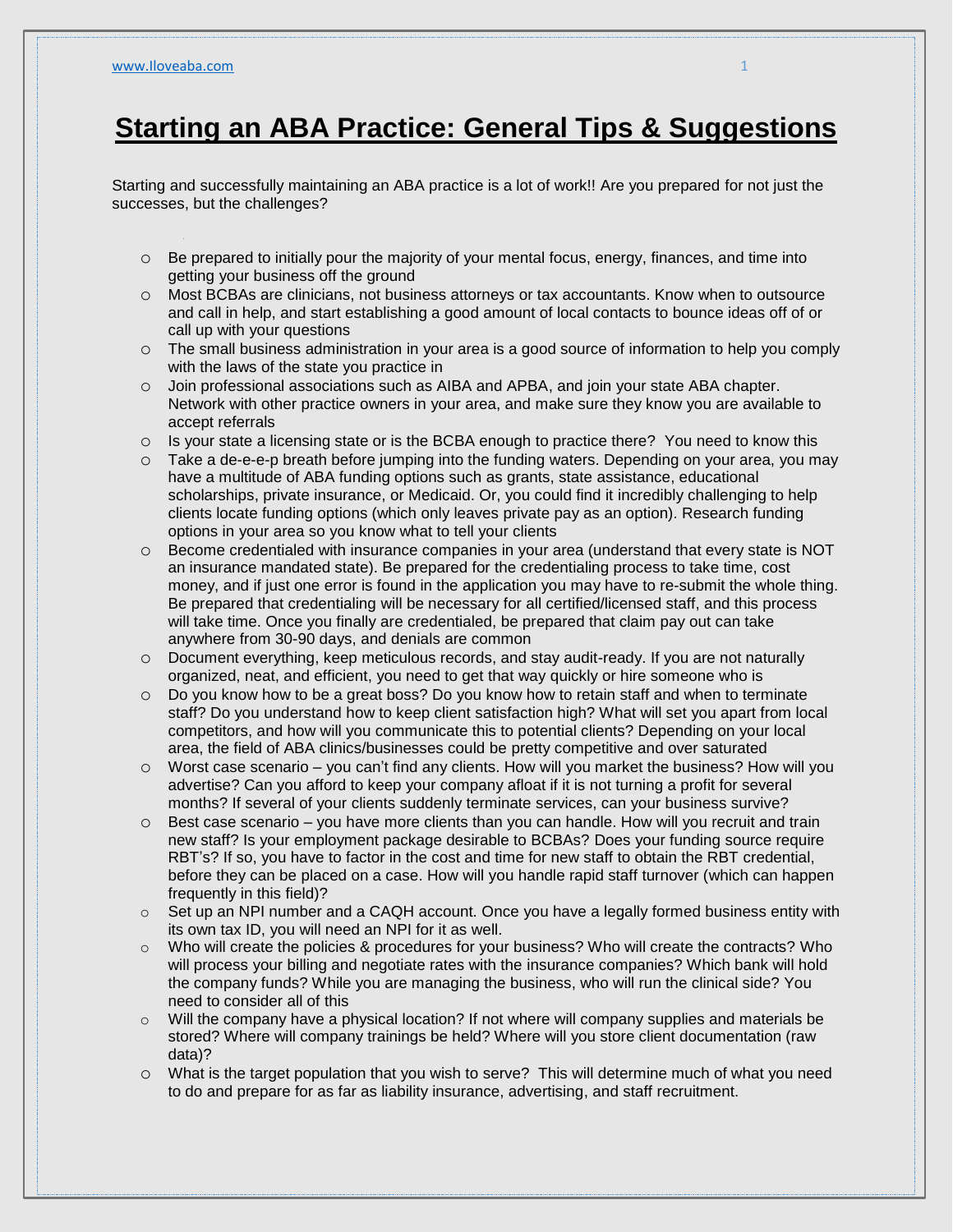# Starting an ABA Practice: General Tips & Suggestions

Starting and successfully maintaining an ABA practice is a lot of work!! Are you prepared for not just the successes, but the challenges?

- Be prepared to initially pour the majority of your mental focus, energy, finances, and time into getting your business off the ground
- Most BCBAs are clinicians, not business attorneys or tax accountants. Know when to outsource and call in help, and start establishing a good amount of local contacts to bounce ideas off of or call up with your questions
- The small business administration in your area is a good source of information to help you comply with the laws of the state you practice in
- Join professional associations such as AIBA and APBA, and join your state ABA chapter. Network with other practice owners in your area, and make sure they know you are available to accept referrals
- Is your state a licensing state or is the BCBA enough to practice there? You need to know this
- Take a de-e-e-p breath before jumping into the funding waters. Depending on your area, you may have a multitude of ABA funding options such as grants, state assistance, educational scholarships, private insurance, or Medicaid. Or, you could find it incredibly challenging to help clients locate funding options (which only leaves private pay as an option). Research funding options in your area so you know what to tell your clients
- Become credentialed with insurance companies in your area (understand that every state is NOT an insurance mandated state). Be prepared for the credentialing process to take time, cost money, and if just one error is found in the application you may have to re-submit the whole thing. Be prepared that credentialing will be necessary for all certified/licensed staff, and this process will take time. Once you finally are credentialed, be prepared that claim pay out can take anywhere from 30-90 days, and denials are common
- Document everything, keep meticulous records, and stay audit-ready. If you are not naturally organized, neat, and efficient, you need to get that way quickly or hire someone who is
- Do you know how to be a great boss? Do you know how to retain staff and when to terminate staff? Do you understand how to keep client satisfaction high? What will set you apart from local competitors, and how will you communicate this to potential clients? Depending on your local area, the field of ABA clinics/businesses could be pretty competitive and over saturated
- Worst case scenario – you can't find any clients. How will you market the business? How will you advertise? Can you afford to keep your company afloat if it is not turning a profit for several months? If several of your clients suddenly terminate services, can your business survive?
- Best case scenario – you have more clients than you can handle. How will you recruit and train new staff? Is your employment package desirable to BCBAs? Does your funding source require RBT's? If so, you have to factor in the cost and time for new staff to obtain the RBT credential, before they can be placed on a case. How will you handle rapid staff turnover (which can happen frequently in this field)?
- Set up an NPI number and a CAQH account. Once you have a legally formed business entity with its own tax ID, you will need an NPI for it as well.
- Who will create the policies & procedures for your business? Who will create the contracts? Who will process your billing and negotiate rates with the insurance companies? Which bank will hold the company funds? While you are managing the business, who will run the clinical side? You need to consider all of this
- Will the company have a physical location? If not where will company supplies and materials be stored? Where will company trainings be held? Where will you store client documentation (raw data)?
- What is the target population that you wish to serve? This will determine much of what you need to do and prepare for as far as liability insurance, advertising, and staff recruitment.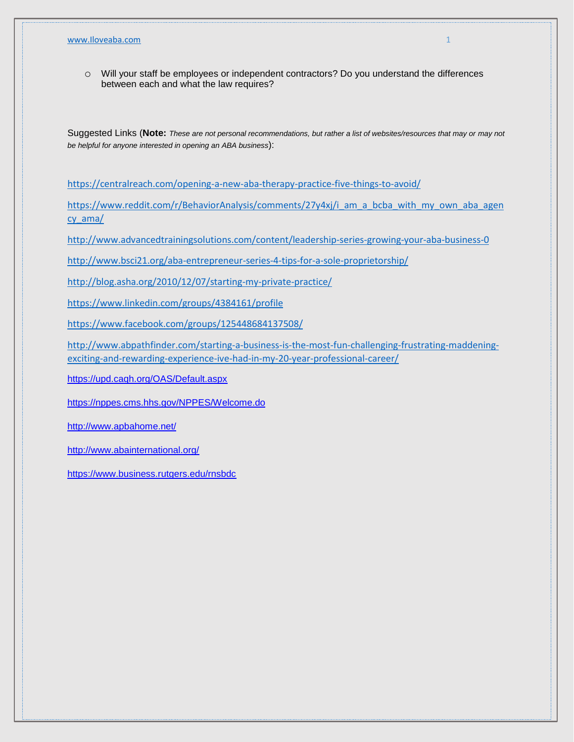- Will your staff be employees or independent contractors? Do you understand the differences between each and what the law requires?

Suggested Links (**Note:** *These are not personal recommendations, but rather a list of websites/resources that may or may not be helpful for anyone interested in opening an ABA business*):

https://centralreach.com/opening-a-new-aba-therapy-practice-five-things-to-avoid/

https://www.reddit.com/r/BehaviorAnalysis/comments/27y4xj/i_am_a_bcba_with_my_own_aba_agency_ama/

http://www.advancedtrainingsolutions.com/content/leadership-series-growing-your-aba-business-0

http://www.bsci21.org/aba-entrepreneur-series-4-tips-for-a-sole-proprietorship/

http://blog.asha.org/2010/12/07/starting-my-private-practice/

https://www.linkedin.com/groups/4384161/profile

https://www.facebook.com/groups/125448684137508/

http://www.abpathfinder.com/starting-a-business-is-the-most-fun-challenging-frustrating-maddening-exciting-and-rewarding-experience-ive-had-in-my-20-year-professional-career/

https://upd.caqh.org/OAS/Default.aspx

https://nppes.cms.hhs.gov/NPPES/Welcome.do

http://www.apbahome.net/

http://www.abainternational.org/

https://www.business.rutgers.edu/rnsbdc